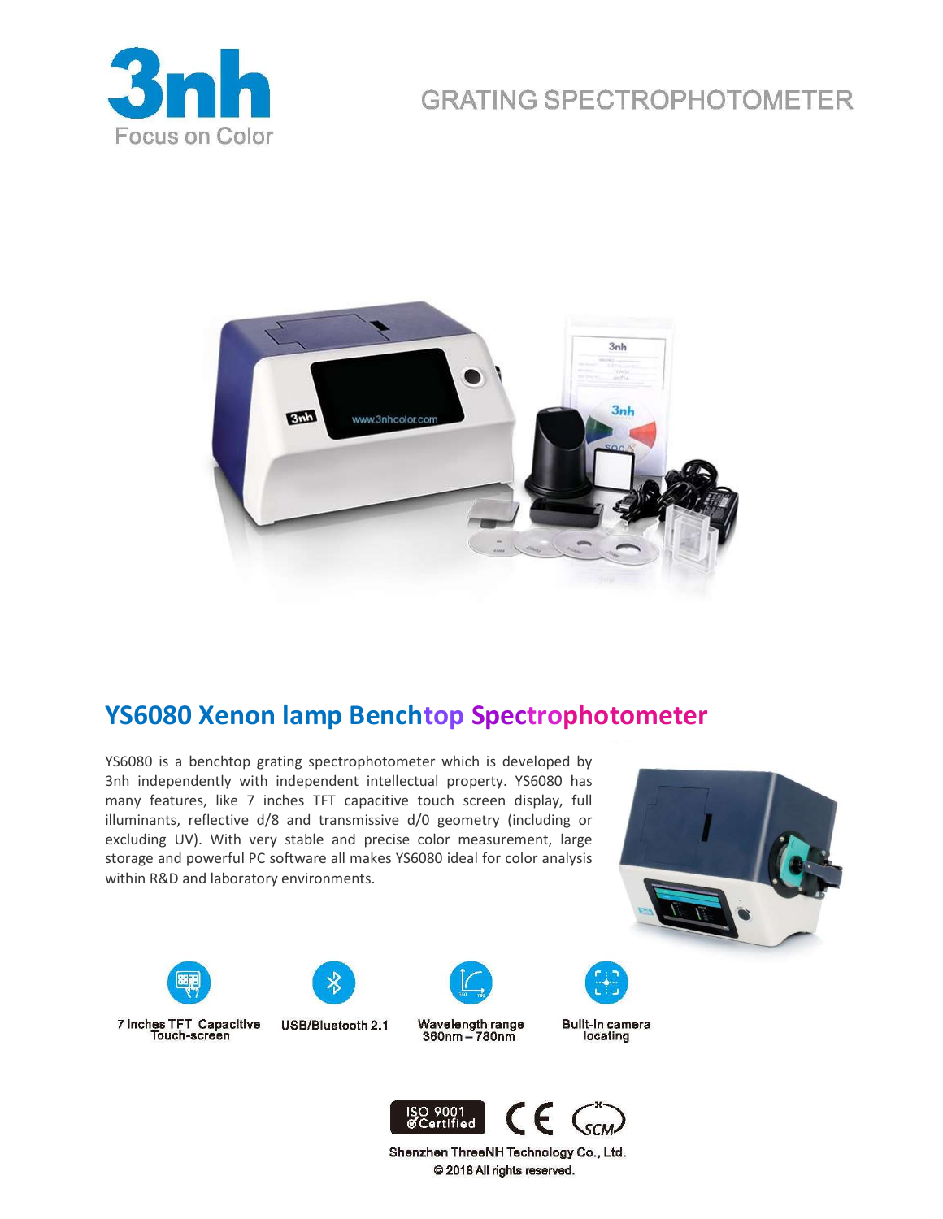# 3nh

Focus on Color

GRATING SPECTROPHOTOMETER

## YS6080 Xenon lamp Benchtop Spectrophotometer

YS6080 is a benchtop grating spectrophotometer which is developed by 3nh independently with independent intellectual property. YS6080 has many features, like 7 inches TFT capacitive touch screen display, full illuminants, reflective d/8 and transmissive d/0 geometry (including or excluding UV). With very stable and precise color measurement, large storage and powerful PC software all makes YS6080 ideal for color analysis within R&D and laboratory environments.

- 7 inches TFT Capacitive Touch-screen
- USB/Bluetooth 2.1
- Wavelength range 360nm – 780nm
- Built-in camera locating

ISO 9001 Certified

Shenzhen ThreeNH Technology Co., Ltd.

© 2018 All rights reserved.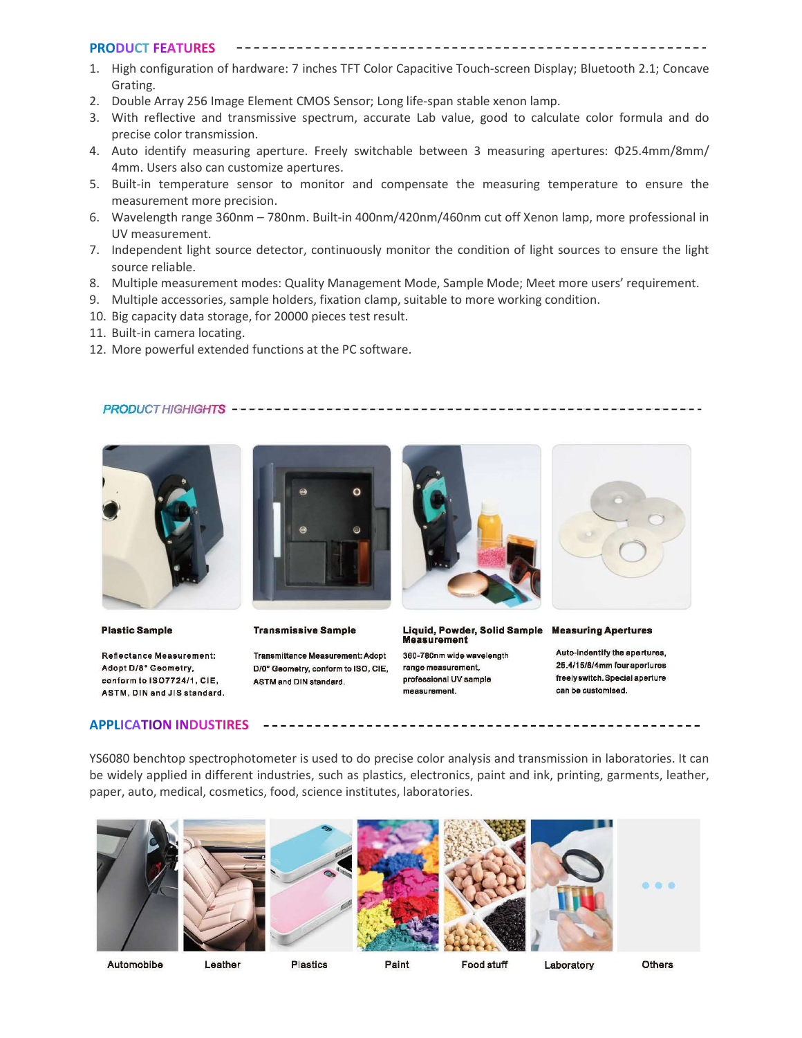## PRODUCT FEATURES

1. High configuration of hardware: 7 inches TFT Color Capacitive Touch-screen Display; Bluetooth 2.1; Concave Grating.
2. Double Array 256 Image Element CMOS Sensor; Long life-span stable xenon lamp.
3. With reflective and transmissive spectrum, accurate Lab value, good to calculate color formula and do precise color transmission.
4. Auto identify measuring aperture. Freely switchable between 3 measuring apertures: Φ25.4mm/8mm/4mm. Users also can customize apertures.
5. Built-in temperature sensor to monitor and compensate the measuring temperature to ensure the measurement more precision.
6. Wavelength range 360nm – 780nm. Built-in 400nm/420nm/460nm cut off Xenon lamp, more professional in UV measurement.
7. Independent light source detector, continuously monitor the condition of light sources to ensure the light source reliable.
8. Multiple measurement modes: Quality Management Mode, Sample Mode; Meet more users' requirement.
9. Multiple accessories, sample holders, fixation clamp, suitable to more working condition.
10. Big capacity data storage, for 20000 pieces test result.
11. Built-in camera locating.
12. More powerful extended functions at the PC software.

## PRODUCT HIGHLIGHTS

**Plastic Sample**

Reflectance Measurement: Adopt D/8° Geometry, conform to ISO7724/1, CIE, ASTM, DIN and JIS standard.

**Transmissive Sample**

Transmittance Measurement: Adopt D/0° Geometry, conform to ISO, CIE, ASTM and DIN standard.

**Liquid, Powder, Solid Sample Measurement**

360-780nm wide wavelength range measurement, professional UV sample measurement.

**Measuring Apertures**

Auto-indentify the apertures, 25.4/15/8/4mm four apertures freely switch. Special aperture can be customised.

## APPLICATION INDUSTIRES

YS6080 benchtop spectrophotometer is used to do precise color analysis and transmission in laboratories. It can be widely applied in different industries, such as plastics, electronics, paint and ink, printing, garments, leather, paper, auto, medical, cosmetics, food, science institutes, laboratories.

Automobibe | Leather | Plastics | Paint | Food stuff | Laboratory | Others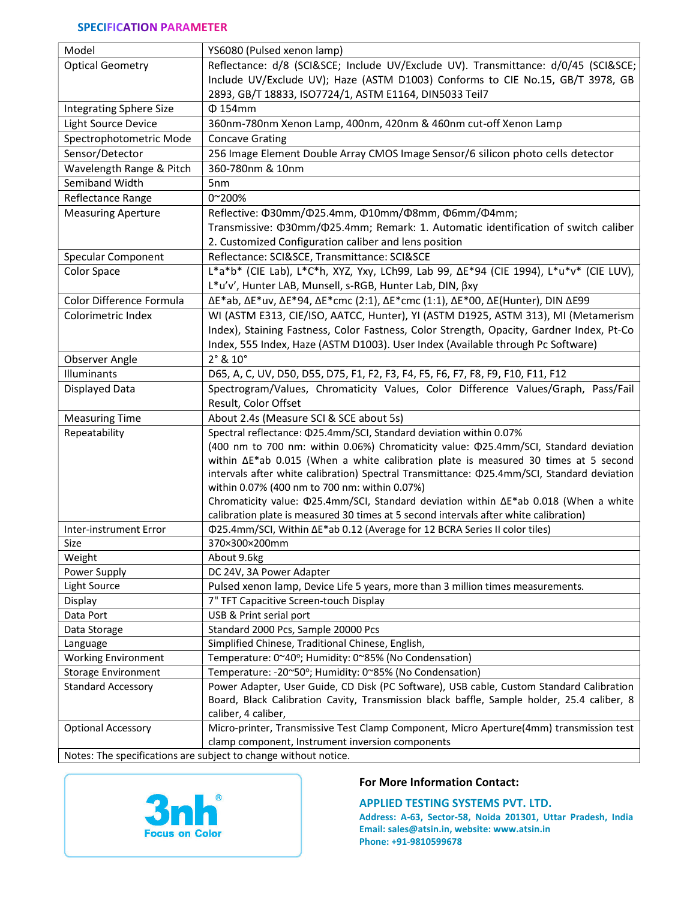## SPECIFICATION PARAMETER

| | |
|---|---|
| Model | YS6080 (Pulsed xenon lamp) |
| Optical Geometry | Reflectance: d/8 (SCI&SCE; Include UV/Exclude UV). Transmittance: d/0/45 (SCI&SCE; Include UV/Exclude UV); Haze (ASTM D1003) Conforms to CIE No.15, GB/T 3978, GB 2893, GB/T 18833, ISO7724/1, ASTM E1164, DIN5033 Teil7 |
| Integrating Sphere Size | Φ 154mm |
| Light Source Device | 360nm-780nm Xenon Lamp, 400nm, 420nm & 460nm cut-off Xenon Lamp |
| Spectrophotometric Mode | Concave Grating |
| Sensor/Detector | 256 Image Element Double Array CMOS Image Sensor/6 silicon photo cells detector |
| Wavelength Range & Pitch | 360-780nm & 10nm |
| Semiband Width | 5nm |
| Reflectance Range | 0~200% |
| Measuring Aperture | Reflective: Φ30mm/Φ25.4mm, Φ10mm/Φ8mm, Φ6mm/Φ4mm; Transmissive: Φ30mm/Φ25.4mm; Remark: 1. Automatic identification of switch caliber 2. Customized Configuration caliber and lens position |
| Specular Component | Reflectance: SCI&SCE, Transmittance: SCI&SCE |
| Color Space | L*a*b* (CIE Lab), L*C*h, XYZ, Yxy, LCh99, Lab 99, ΔE*94 (CIE 1994), L*u*v* (CIE LUV), L*u'v', Hunter LAB, Munsell, s-RGB, Hunter Lab, DIN, βxy |
| Color Difference Formula | ΔE*ab, ΔE*uv, ΔE*94, ΔE*cmc (2:1), ΔE*cmc (1:1), ΔE*00, ΔE(Hunter), DIN ΔE99 |
| Colorimetric Index | WI (ASTM E313, CIE/ISO, AATCC, Hunter), YI (ASTM D1925, ASTM 313), MI (Metamerism Index), Staining Fastness, Color Fastness, Color Strength, Opacity, Gardner Index, Pt-Co Index, 555 Index, Haze (ASTM D1003). User Index (Available through Pc Software) |
| Observer Angle | 2° & 10° |
| Illuminants | D65, A, C, UV, D50, D55, D75, F1, F2, F3, F4, F5, F6, F7, F8, F9, F10, F11, F12 |
| Displayed Data | Spectrogram/Values, Chromaticity Values, Color Difference Values/Graph, Pass/Fail Result, Color Offset |
| Measuring Time | About 2.4s (Measure SCI & SCE about 5s) |
| Repeatability | Spectral reflectance: Φ25.4mm/SCI, Standard deviation within 0.07% (400 nm to 700 nm: within 0.06%) Chromaticity value: Φ25.4mm/SCI, Standard deviation within ΔE*ab 0.015 (When a white calibration plate is measured 30 times at 5 second intervals after white calibration) Spectral Transmittance: Φ25.4mm/SCI, Standard deviation within 0.07% (400 nm to 700 nm: within 0.07%) Chromaticity value: Φ25.4mm/SCI, Standard deviation within ΔE*ab 0.018 (When a white calibration plate is measured 30 times at 5 second intervals after white calibration) |
| Inter-instrument Error | Φ25.4mm/SCI, Within ΔE*ab 0.12 (Average for 12 BCRA Series II color tiles) |
| Size | 370×300×200mm |
| Weight | About 9.6kg |
| Power Supply | DC 24V, 3A Power Adapter |
| Light Source | Pulsed xenon lamp, Device Life 5 years, more than 3 million times measurements. |
| Display | 7" TFT Capacitive Screen-touch Display |
| Data Port | USB & Print serial port |
| Data Storage | Standard 2000 Pcs, Sample 20000 Pcs |
| Language | Simplified Chinese, Traditional Chinese, English, |
| Working Environment | Temperature: 0~40°; Humidity: 0~85% (No Condensation) |
| Storage Environment | Temperature: -20~50°; Humidity: 0~85% (No Condensation) |
| Standard Accessory | Power Adapter, User Guide, CD Disk (PC Software), USB cable, Custom Standard Calibration Board, Black Calibration Cavity, Transmission black baffle, Sample holder, 25.4 caliber, 8 caliber, 4 caliber, |
| Optional Accessory | Micro-printer, Transmissive Test Clamp Component, Micro Aperture(4mm) transmission test clamp component, Instrument inversion components |
| Notes: The specifications are subject to change without notice. | |

3nh®
Focus on Color

**For More Information Contact:**

**APPLIED TESTING SYSTEMS PVT. LTD.**
Address: A-63, Sector-58, Noida 201301, Uttar Pradesh, India
Email: sales@atsin.in, website: www.atsin.in
Phone: +91-9810599678